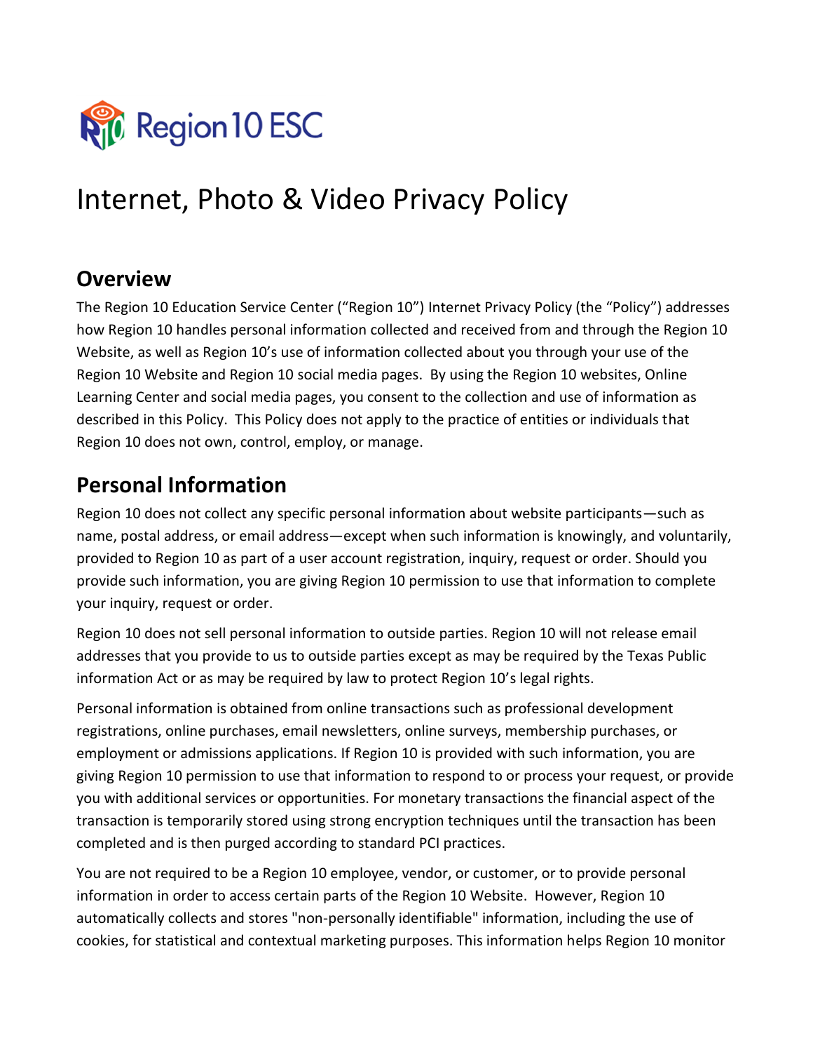Region 10 ESC

# Internet, Photo & Video Privacy Policy

## Overview

The Region 10 Education Service Center ("Region 10") Internet Privacy Policy (the "Policy") addresses how Region 10 handles personal information collected and received from and through the Region 10 Website, as well as Region 10's use of information collected about you through your use of the Region 10 Website and Region 10 social media pages. By using the Region 10 websites, Online Learning Center and social media pages, you consent to the collection and use of information as described in this Policy. This Policy does not apply to the practice of entities or individuals that Region 10 does not own, control, employ, or manage.

## Personal Information

Region 10 does not collect any specific personal information about website participants—such as name, postal address, or email address—except when such information is knowingly, and voluntarily, provided to Region 10 as part of a user account registration, inquiry, request or order. Should you provide such information, you are giving Region 10 permission to use that information to complete your inquiry, request or order.

Region 10 does not sell personal information to outside parties. Region 10 will not release email addresses that you provide to us to outside parties except as may be required by the Texas Public information Act or as may be required by law to protect Region 10's legal rights.

Personal information is obtained from online transactions such as professional development registrations, online purchases, email newsletters, online surveys, membership purchases, or employment or admissions applications. If Region 10 is provided with such information, you are giving Region 10 permission to use that information to respond to or process your request, or provide you with additional services or opportunities. For monetary transactions the financial aspect of the transaction is temporarily stored using strong encryption techniques until the transaction has been completed and is then purged according to standard PCI practices.

You are not required to be a Region 10 employee, vendor, or customer, or to provide personal information in order to access certain parts of the Region 10 Website. However, Region 10 automatically collects and stores "non-personally identifiable" information, including the use of cookies, for statistical and contextual marketing purposes. This information helps Region 10 monitor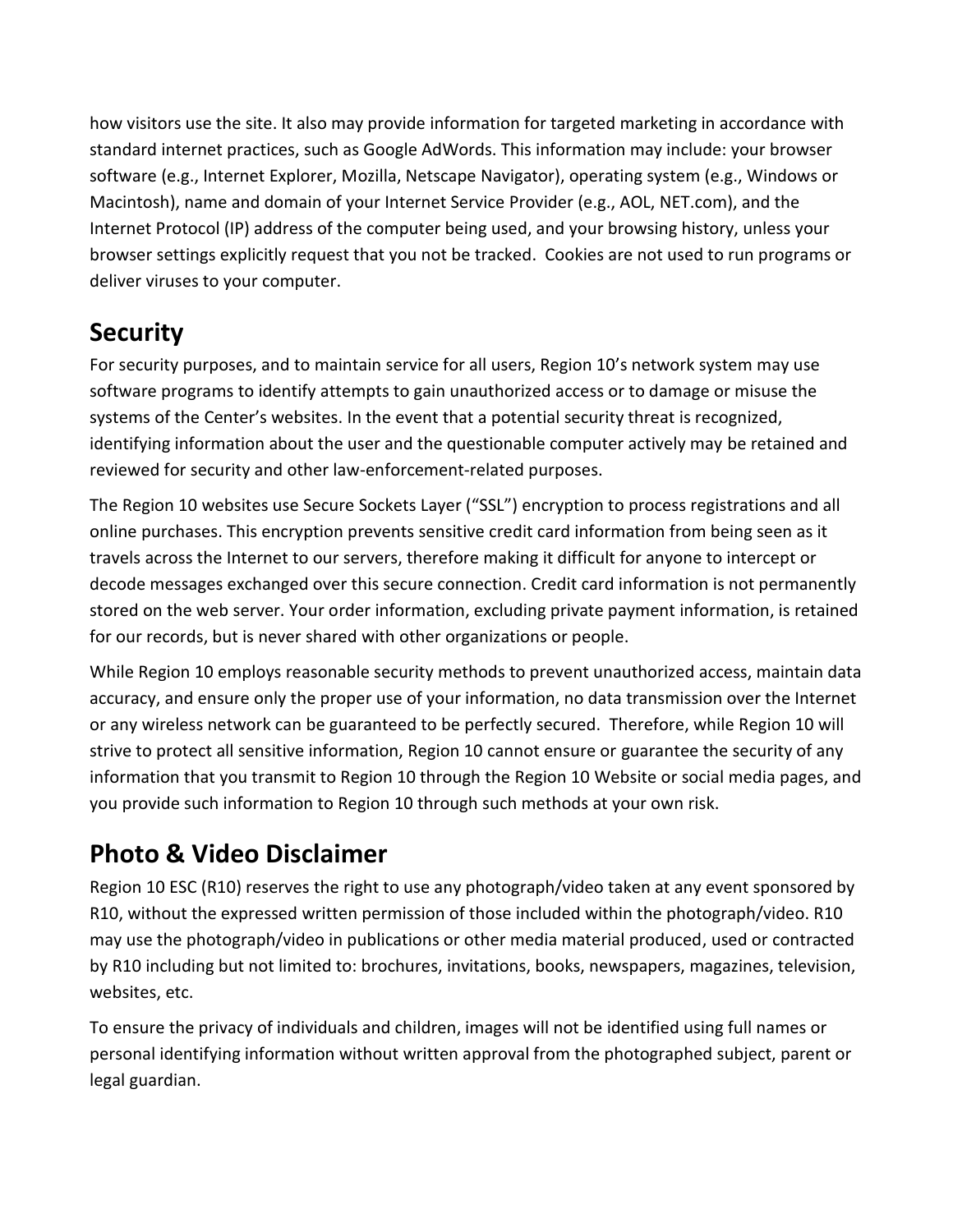how visitors use the site. It also may provide information for targeted marketing in accordance with standard internet practices, such as Google AdWords. This information may include: your browser software (e.g., Internet Explorer, Mozilla, Netscape Navigator), operating system (e.g., Windows or Macintosh), name and domain of your Internet Service Provider (e.g., AOL, NET.com), and the Internet Protocol (IP) address of the computer being used, and your browsing history, unless your browser settings explicitly request that you not be tracked. Cookies are not used to run programs or deliver viruses to your computer.

## Security

For security purposes, and to maintain service for all users, Region 10's network system may use software programs to identify attempts to gain unauthorized access or to damage or misuse the systems of the Center's websites. In the event that a potential security threat is recognized, identifying information about the user and the questionable computer actively may be retained and reviewed for security and other law-enforcement-related purposes.

The Region 10 websites use Secure Sockets Layer ("SSL") encryption to process registrations and all online purchases. This encryption prevents sensitive credit card information from being seen as it travels across the Internet to our servers, therefore making it difficult for anyone to intercept or decode messages exchanged over this secure connection. Credit card information is not permanently stored on the web server. Your order information, excluding private payment information, is retained for our records, but is never shared with other organizations or people.

While Region 10 employs reasonable security methods to prevent unauthorized access, maintain data accuracy, and ensure only the proper use of your information, no data transmission over the Internet or any wireless network can be guaranteed to be perfectly secured. Therefore, while Region 10 will strive to protect all sensitive information, Region 10 cannot ensure or guarantee the security of any information that you transmit to Region 10 through the Region 10 Website or social media pages, and you provide such information to Region 10 through such methods at your own risk.

## Photo & Video Disclaimer

Region 10 ESC (R10) reserves the right to use any photograph/video taken at any event sponsored by R10, without the expressed written permission of those included within the photograph/video. R10 may use the photograph/video in publications or other media material produced, used or contracted by R10 including but not limited to: brochures, invitations, books, newspapers, magazines, television, websites, etc.

To ensure the privacy of individuals and children, images will not be identified using full names or personal identifying information without written approval from the photographed subject, parent or legal guardian.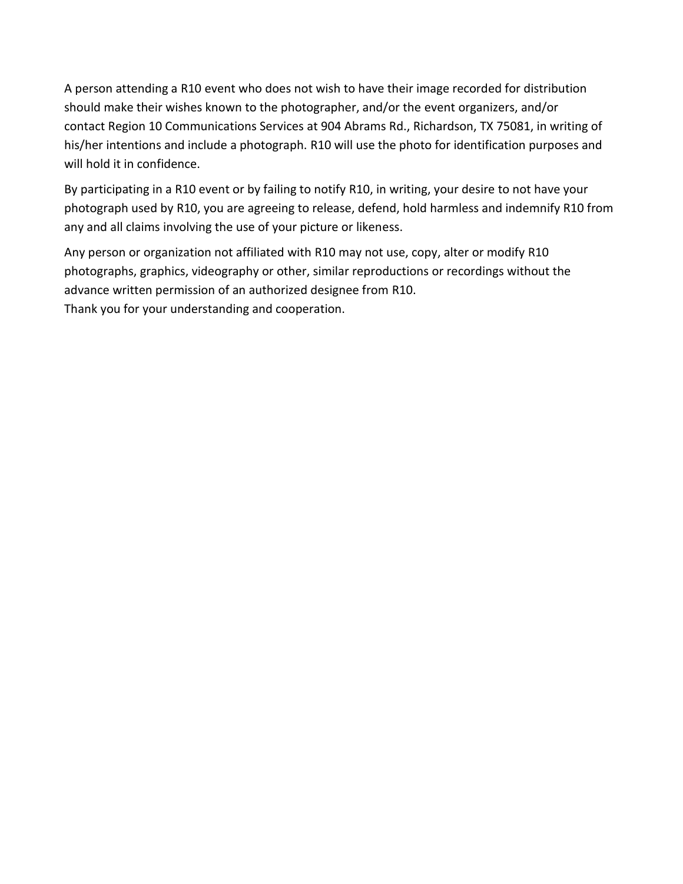A person attending a R10 event who does not wish to have their image recorded for distribution should make their wishes known to the photographer, and/or the event organizers, and/or contact Region 10 Communications Services at 904 Abrams Rd., Richardson, TX 75081, in writing of his/her intentions and include a photograph. R10 will use the photo for identification purposes and will hold it in confidence.

By participating in a R10 event or by failing to notify R10, in writing, your desire to not have your photograph used by R10, you are agreeing to release, defend, hold harmless and indemnify R10 from any and all claims involving the use of your picture or likeness.

Any person or organization not affiliated with R10 may not use, copy, alter or modify R10 photographs, graphics, videography or other, similar reproductions or recordings without the advance written permission of an authorized designee from R10.
Thank you for your understanding and cooperation.